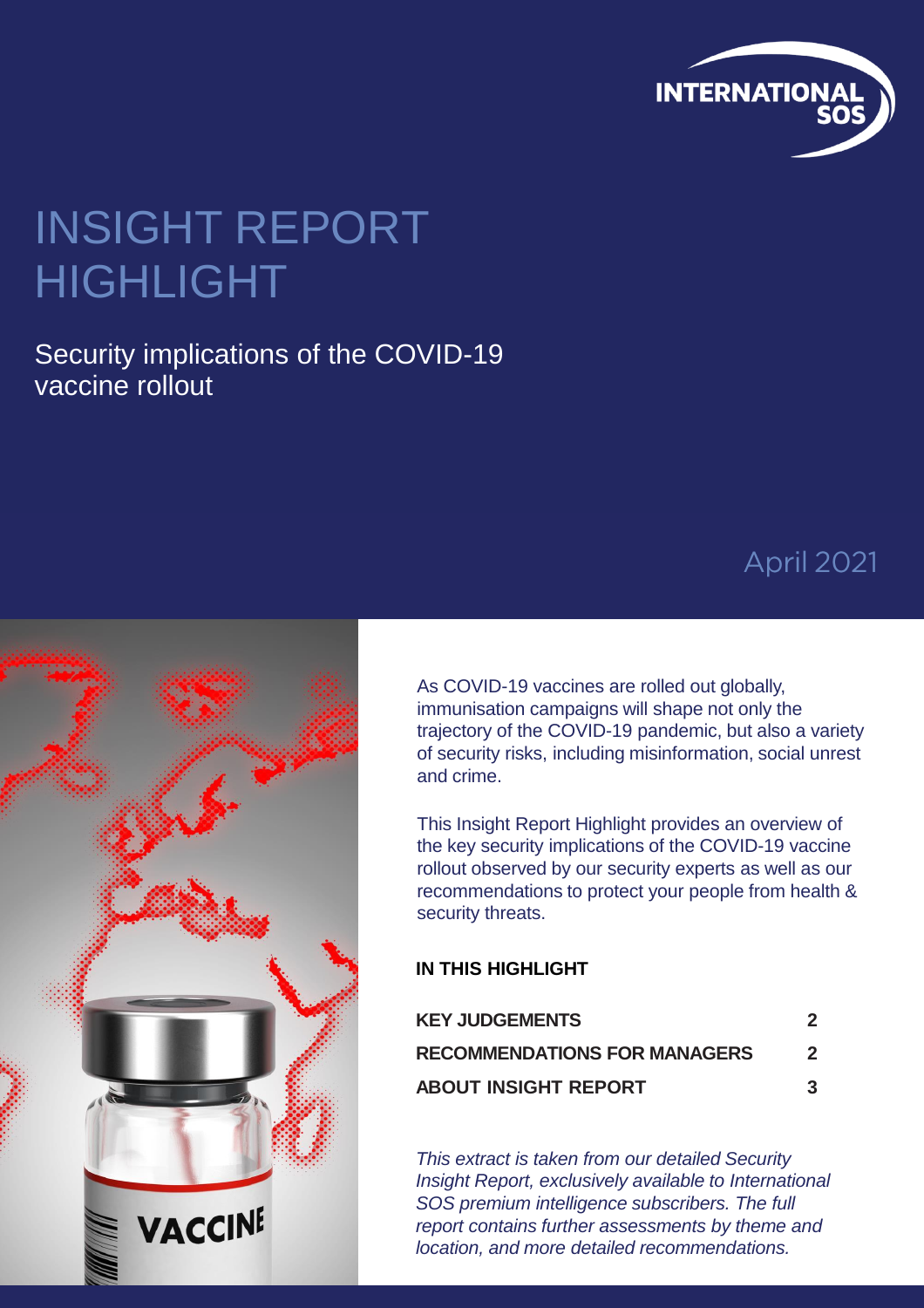INTERNATIONAL SOS

# INSIGHT REPORT HIGHLIGHT

## Security implications of the COVID-19 vaccine rollout

April 2021

As COVID-19 vaccines are rolled out globally, immunisation campaigns will shape not only the trajectory of the COVID-19 pandemic, but also a variety of security risks, including misinformation, social unrest and crime.

This Insight Report Highlight provides an overview of the key security implications of the COVID-19 vaccine rollout observed by our security experts as well as our recommendations to protect your people from health & security threats.

**IN THIS HIGHLIGHT**

| | |
|---|---|
| **KEY JUDGEMENTS** | **2** |
| **RECOMMENDATIONS FOR MANAGERS** | **2** |
| **ABOUT INSIGHT REPORT** | **3** |

*This extract is taken from our detailed Security Insight Report, exclusively available to International SOS premium intelligence subscribers. The full report contains further assessments by theme and location, and more detailed recommendations.*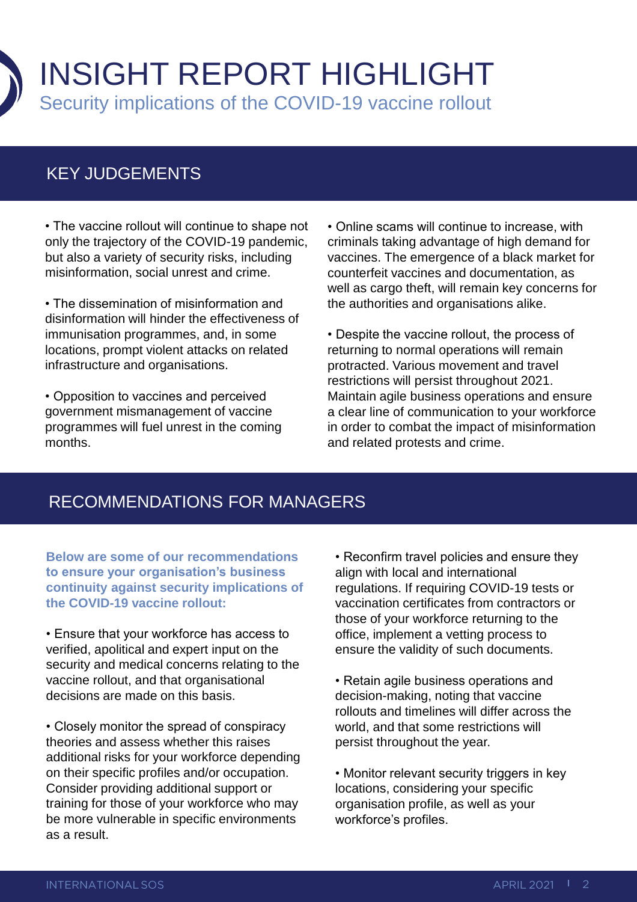# INSIGHT REPORT HIGHLIGHT

## Security implications of the COVID-19 vaccine rollout

## KEY JUDGEMENTS

- The vaccine rollout will continue to shape not only the trajectory of the COVID-19 pandemic, but also a variety of security risks, including misinformation, social unrest and crime.
- The dissemination of misinformation and disinformation will hinder the effectiveness of immunisation programmes, and, in some locations, prompt violent attacks on related infrastructure and organisations.
- Opposition to vaccines and perceived government mismanagement of vaccine programmes will fuel unrest in the coming months.
- Online scams will continue to increase, with criminals taking advantage of high demand for vaccines. The emergence of a black market for counterfeit vaccines and documentation, as well as cargo theft, will remain key concerns for the authorities and organisations alike.
- Despite the vaccine rollout, the process of returning to normal operations will remain protracted. Various movement and travel restrictions will persist throughout 2021. Maintain agile business operations and ensure a clear line of communication to your workforce in order to combat the impact of misinformation and related protests and crime.

## RECOMMENDATIONS FOR MANAGERS

**Below are some of our recommendations to ensure your organisation's business continuity against security implications of the COVID-19 vaccine rollout:**

- Ensure that your workforce has access to verified, apolitical and expert input on the security and medical concerns relating to the vaccine rollout, and that organisational decisions are made on this basis.
- Closely monitor the spread of conspiracy theories and assess whether this raises additional risks for your workforce depending on their specific profiles and/or occupation. Consider providing additional support or training for those of your workforce who may be more vulnerable in specific environments as a result.
- Reconfirm travel policies and ensure they align with local and international regulations. If requiring COVID-19 tests or vaccination certificates from contractors or those of your workforce returning to the office, implement a vetting process to ensure the validity of such documents.
- Retain agile business operations and decision-making, noting that vaccine rollouts and timelines will differ across the world, and that some restrictions will persist throughout the year.
- Monitor relevant security triggers in key locations, considering your specific organisation profile, as well as your workforce's profiles.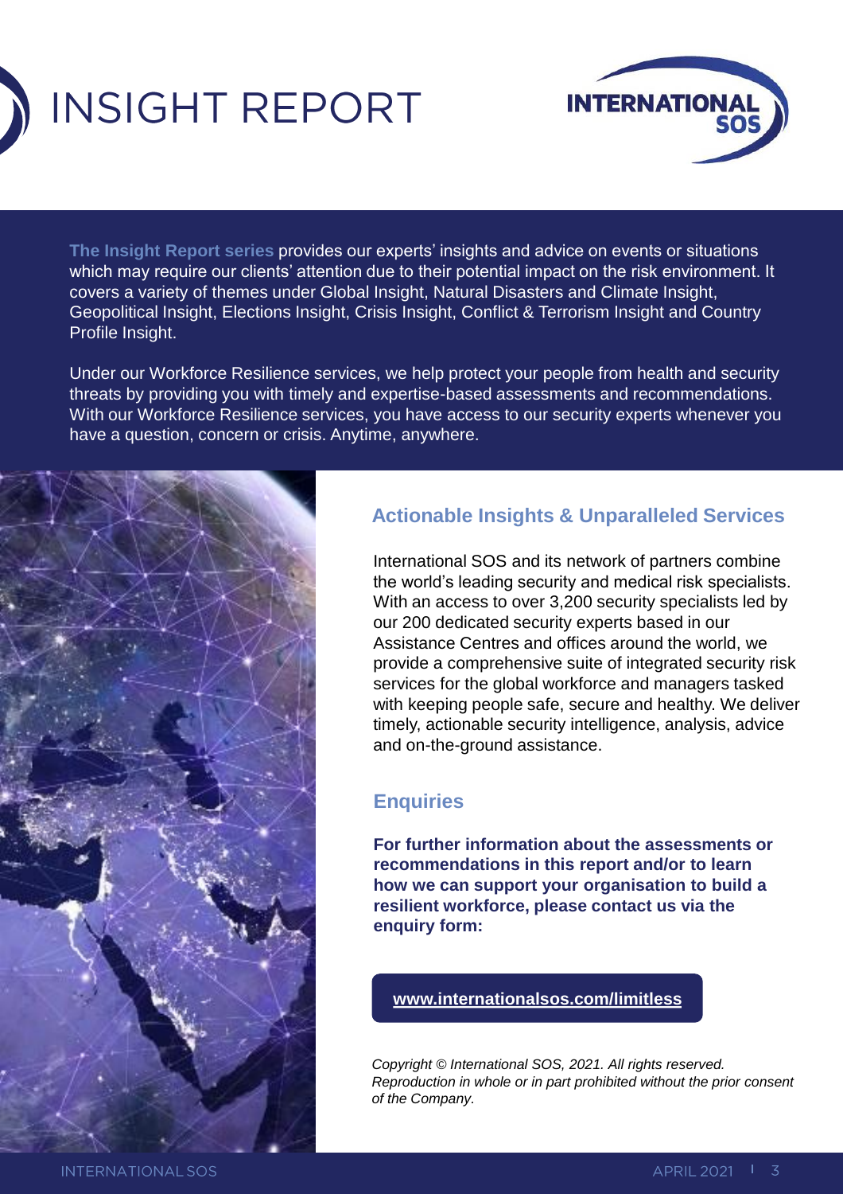# INSIGHT REPORT

**The Insight Report series** provides our experts' insights and advice on events or situations which may require our clients' attention due to their potential impact on the risk environment. It covers a variety of themes under Global Insight, Natural Disasters and Climate Insight, Geopolitical Insight, Elections Insight, Crisis Insight, Conflict & Terrorism Insight and Country Profile Insight.

Under our Workforce Resilience services, we help protect your people from health and security threats by providing you with timely and expertise-based assessments and recommendations. With our Workforce Resilience services, you have access to our security experts whenever you have a question, concern or crisis. Anytime, anywhere.

## Actionable Insights & Unparalleled Services

International SOS and its network of partners combine the world's leading security and medical risk specialists. With an access to over 3,200 security specialists led by our 200 dedicated security experts based in our Assistance Centres and offices around the world, we provide a comprehensive suite of integrated security risk services for the global workforce and managers tasked with keeping people safe, secure and healthy. We deliver timely, actionable security intelligence, analysis, advice and on-the-ground assistance.

## Enquiries

**For further information about the assessments or recommendations in this report and/or to learn how we can support your organisation to build a resilient workforce, please contact us via the enquiry form:**

**www.internationalsos.com/limitless**

*Copyright © International SOS, 2021. All rights reserved. Reproduction in whole or in part prohibited without the prior consent of the Company.*